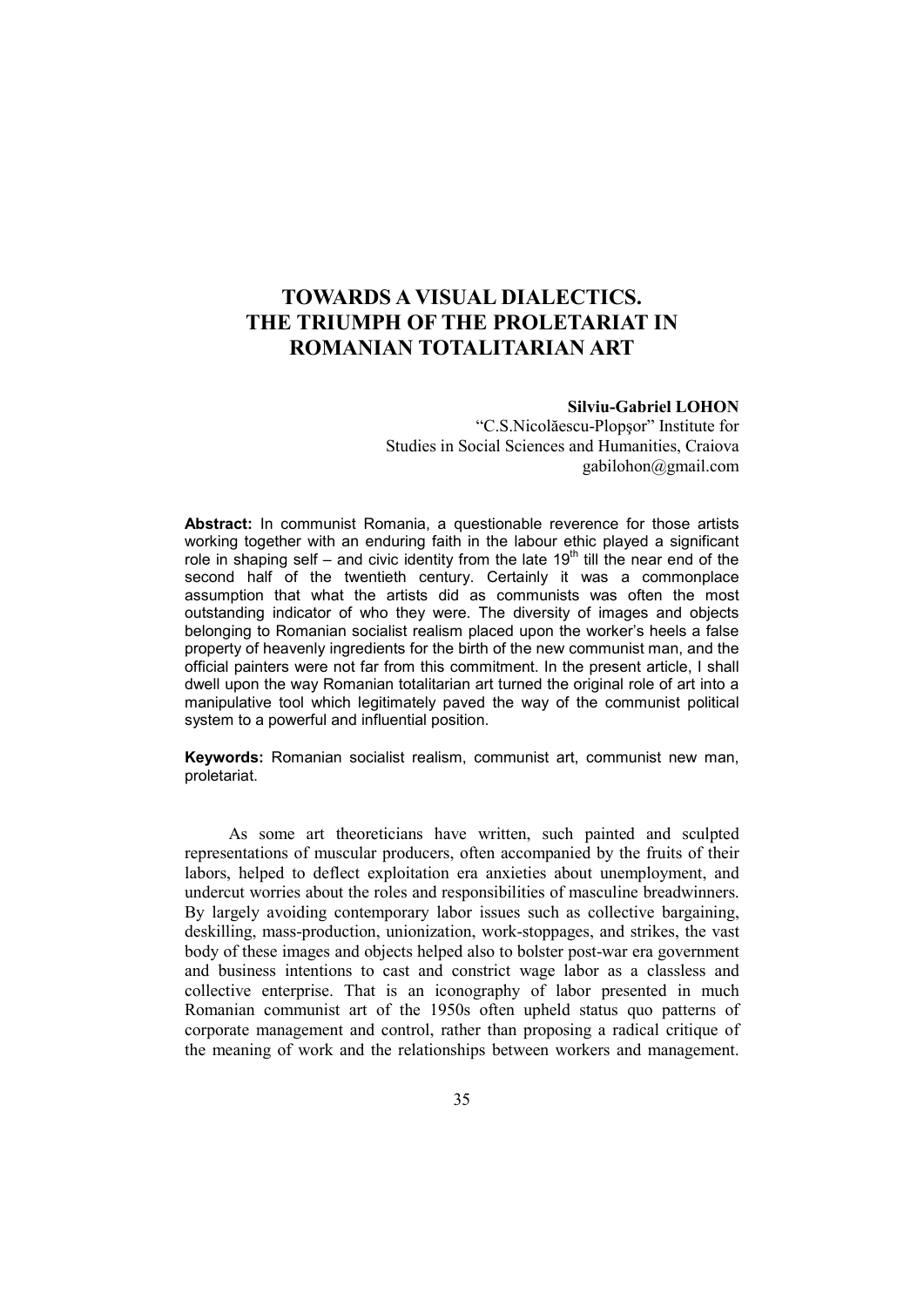# TOWARDS A VISUAL DIALECTICS. THE TRIUMPH OF THE PROLETARIAT IN ROMANIAN TOTALITARIAN ART

**Silviu-Gabriel LOHON**
"C.S.Nicolăescu-Plopşor" Institute for Studies in Social Sciences and Humanities, Craiova
gabilohon@gmail.com

**Abstract:** In communist Romania, a questionable reverence for those artists working together with an enduring faith in the labour ethic played a significant role in shaping self – and civic identity from the late 19[th] till the near end of the second half of the twentieth century. Certainly it was a commonplace assumption that what the artists did as communists was often the most outstanding indicator of who they were. The diversity of images and objects belonging to Romanian socialist realism placed upon the worker's heels a false property of heavenly ingredients for the birth of the new communist man, and the official painters were not far from this commitment. In the present article, I shall dwell upon the way Romanian totalitarian art turned the original role of art into a manipulative tool which legitimately paved the way of the communist political system to a powerful and influential position.

**Keywords:** Romanian socialist realism, communist art, communist new man, proletariat.

As some art theoreticians have written, such painted and sculpted representations of muscular producers, often accompanied by the fruits of their labors, helped to deflect exploitation era anxieties about unemployment, and undercut worries about the roles and responsibilities of masculine breadwinners. By largely avoiding contemporary labor issues such as collective bargaining, deskilling, mass-production, unionization, work-stoppages, and strikes, the vast body of these images and objects helped also to bolster post-war era government and business intentions to cast and constrict wage labor as a classless and collective enterprise. That is an iconography of labor presented in much Romanian communist art of the 1950s often upheld status quo patterns of corporate management and control, rather than proposing a radical critique of the meaning of work and the relationships between workers and management.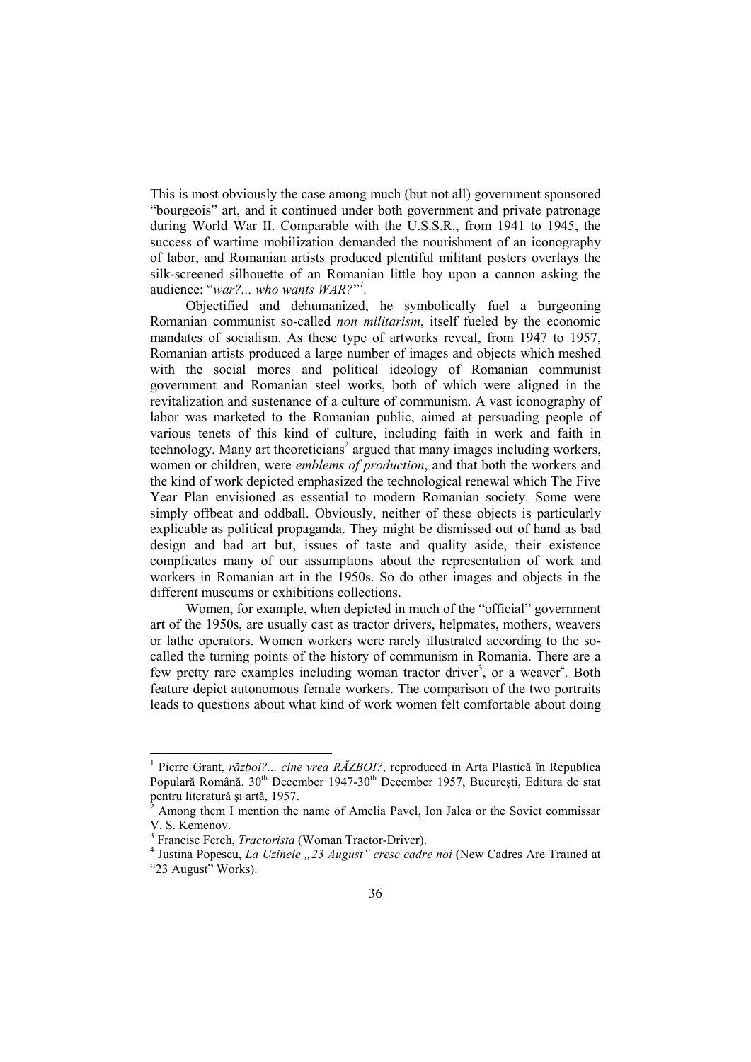This is most obviously the case among much (but not all) government sponsored "bourgeois" art, and it continued under both government and private patronage during World War II. Comparable with the U.S.S.R., from 1941 to 1945, the success of wartime mobilization demanded the nourishment of an iconography of labor, and Romanian artists produced plentiful militant posters overlays the silk-screened silhouette of an Romanian little boy upon a cannon asking the audience: "*war?... who wants WAR?*"[1].

Objectified and dehumanized, he symbolically fuel a burgeoning Romanian communist so-called *non militarism*, itself fueled by the economic mandates of socialism. As these type of artworks reveal, from 1947 to 1957, Romanian artists produced a large number of images and objects which meshed with the social mores and political ideology of Romanian communist government and Romanian steel works, both of which were aligned in the revitalization and sustenance of a culture of communism. A vast iconography of labor was marketed to the Romanian public, aimed at persuading people of various tenets of this kind of culture, including faith in work and faith in technology. Many art theoreticians[2] argued that many images including workers, women or children, were *emblems of production*, and that both the workers and the kind of work depicted emphasized the technological renewal which The Five Year Plan envisioned as essential to modern Romanian society. Some were simply offbeat and oddball. Obviously, neither of these objects is particularly explicable as political propaganda. They might be dismissed out of hand as bad design and bad art but, issues of taste and quality aside, their existence complicates many of our assumptions about the representation of work and workers in Romanian art in the 1950s. So do other images and objects in the different museums or exhibitions collections.

Women, for example, when depicted in much of the "official" government art of the 1950s, are usually cast as tractor drivers, helpmates, mothers, weavers or lathe operators. Women workers were rarely illustrated according to the so-called the turning points of the history of communism in Romania. There are a few pretty rare examples including woman tractor driver[3], or a weaver[4]. Both feature depict autonomous female workers. The comparison of the two portraits leads to questions about what kind of work women felt comfortable about doing

---

[1] Pierre Grant, *război?... cine vrea RĂZBOI?*, reproduced in Arta Plastică în Republica Populară Română. 30th December 1947-30th December 1957, Bucureşti, Editura de stat pentru literatură şi artă, 1957.

[2] Among them I mention the name of Amelia Pavel, Ion Jalea or the Soviet commissar V. S. Kemenov.

[3] Francisc Ferch, *Tractorista* (Woman Tractor-Driver).

[4] Justina Popescu, *La Uzinele „23 August" cresc cadre noi* (New Cadres Are Trained at "23 August" Works).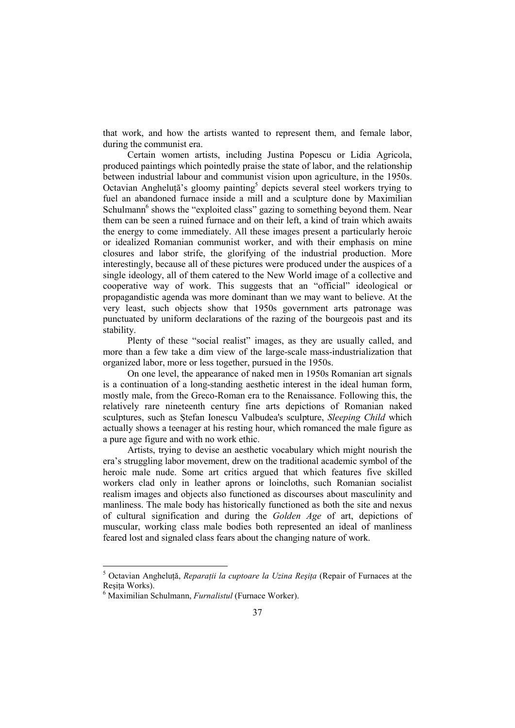that work, and how the artists wanted to represent them, and female labor, during the communist era.

Certain women artists, including Justina Popescu or Lidia Agricola, produced paintings which pointedly praise the state of labor, and the relationship between industrial labour and communist vision upon agriculture, in the 1950s. Octavian Angheluță's gloomy painting[5] depicts several steel workers trying to fuel an abandoned furnace inside a mill and a sculpture done by Maximilian Schulmann[6] shows the "exploited class" gazing to something beyond them. Near them can be seen a ruined furnace and on their left, a kind of train which awaits the energy to come immediately. All these images present a particularly heroic or idealized Romanian communist worker, and with their emphasis on mine closures and labor strife, the glorifying of the industrial production. More interestingly, because all of these pictures were produced under the auspices of a single ideology, all of them catered to the New World image of a collective and cooperative way of work. This suggests that an "official" ideological or propagandistic agenda was more dominant than we may want to believe. At the very least, such objects show that 1950s government arts patronage was punctuated by uniform declarations of the razing of the bourgeois past and its stability.

Plenty of these "social realist" images, as they are usually called, and more than a few take a dim view of the large-scale mass-industrialization that organized labor, more or less together, pursued in the 1950s.

On one level, the appearance of naked men in 1950s Romanian art signals is a continuation of a long-standing aesthetic interest in the ideal human form, mostly male, from the Greco-Roman era to the Renaissance. Following this, the relatively rare nineteenth century fine arts depictions of Romanian naked sculptures, such as Ștefan Ionescu Valbudea's sculpture, *Sleeping Child* which actually shows a teenager at his resting hour, which romanced the male figure as a pure age figure and with no work ethic.

Artists, trying to devise an aesthetic vocabulary which might nourish the era's struggling labor movement, drew on the traditional academic symbol of the heroic male nude. Some art critics argued that which features five skilled workers clad only in leather aprons or loincloths, such Romanian socialist realism images and objects also functioned as discourses about masculinity and manliness. The male body has historically functioned as both the site and nexus of cultural signification and during the *Golden Age* of art, depictions of muscular, working class male bodies both represented an ideal of manliness feared lost and signaled class fears about the changing nature of work.

---

[5] Octavian Angheluță, *Reparații la cuptoare la Uzina Reșița* (Repair of Furnaces at the Reșița Works).

[6] Maximilian Schulmann, *Furnalistul* (Furnace Worker).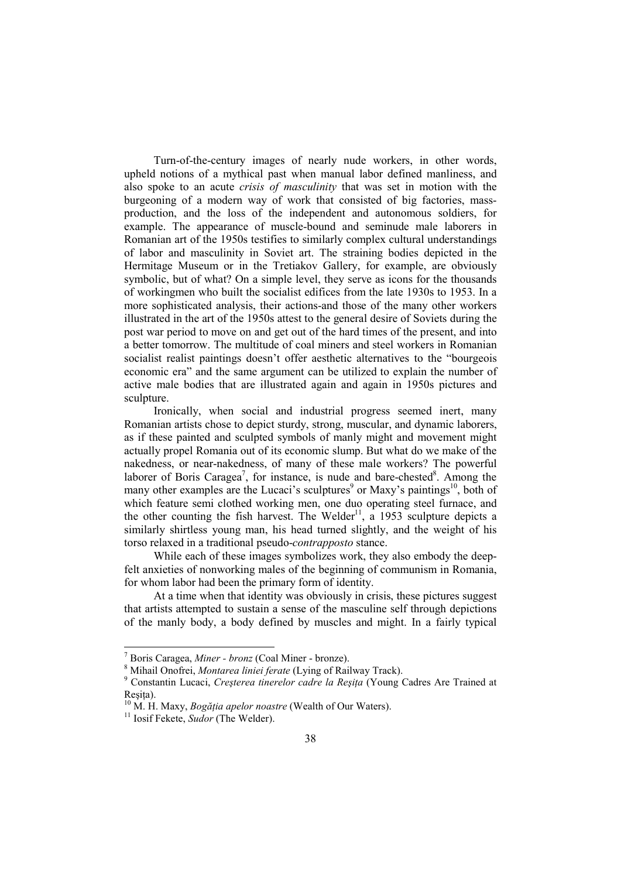Turn-of-the-century images of nearly nude workers, in other words, upheld notions of a mythical past when manual labor defined manliness, and also spoke to an acute *crisis of masculinity* that was set in motion with the burgeoning of a modern way of work that consisted of big factories, mass-production, and the loss of the independent and autonomous soldiers, for example. The appearance of muscle-bound and seminude male laborers in Romanian art of the 1950s testifies to similarly complex cultural understandings of labor and masculinity in Soviet art. The straining bodies depicted in the Hermitage Museum or in the Tretiakov Gallery, for example, are obviously symbolic, but of what? On a simple level, they serve as icons for the thousands of workingmen who built the socialist edifices from the late 1930s to 1953. In a more sophisticated analysis, their actions-and those of the many other workers illustrated in the art of the 1950s attest to the general desire of Soviets during the post war period to move on and get out of the hard times of the present, and into a better tomorrow. The multitude of coal miners and steel workers in Romanian socialist realist paintings doesn't offer aesthetic alternatives to the "bourgeois economic era" and the same argument can be utilized to explain the number of active male bodies that are illustrated again and again in 1950s pictures and sculpture.

Ironically, when social and industrial progress seemed inert, many Romanian artists chose to depict sturdy, strong, muscular, and dynamic laborers, as if these painted and sculpted symbols of manly might and movement might actually propel Romania out of its economic slump. But what do we make of the nakedness, or near-nakedness, of many of these male workers? The powerful laborer of Boris Caragea[7], for instance, is nude and bare-chested[8]. Among the many other examples are the Lucaci's sculptures[9] or Maxy's paintings[10], both of which feature semi clothed working men, one duo operating steel furnace, and the other counting the fish harvest. The Welder[11], a 1953 sculpture depicts a similarly shirtless young man, his head turned slightly, and the weight of his torso relaxed in a traditional pseudo-*contrapposto* stance.

While each of these images symbolizes work, they also embody the deep-felt anxieties of nonworking males of the beginning of communism in Romania, for whom labor had been the primary form of identity.

At a time when that identity was obviously in crisis, these pictures suggest that artists attempted to sustain a sense of the masculine self through depictions of the manly body, a body defined by muscles and might. In a fairly typical

---

[7] Boris Caragea, *Miner - bronz* (Coal Miner - bronze).

[8] Mihail Onofrei, *Montarea liniei ferate* (Lying of Railway Track).

[9] Constantin Lucaci, *Creşterea tinerelor cadre la Reşiţa* (Young Cadres Are Trained at Reşiţa).

[10] M. H. Maxy, *Bogăţia apelor noastre* (Wealth of Our Waters).

[11] Iosif Fekete, *Sudor* (The Welder).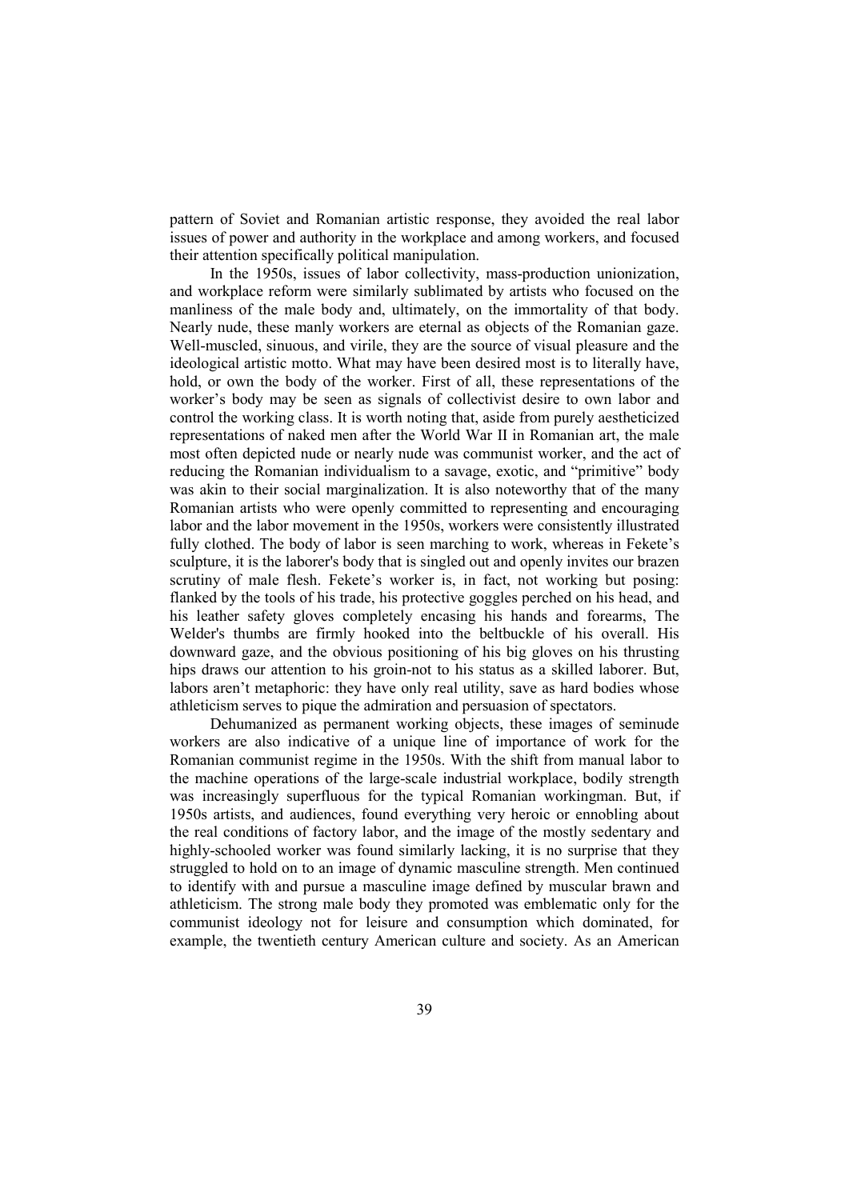pattern of Soviet and Romanian artistic response, they avoided the real labor issues of power and authority in the workplace and among workers, and focused their attention specifically political manipulation.

In the 1950s, issues of labor collectivity, mass-production unionization, and workplace reform were similarly sublimated by artists who focused on the manliness of the male body and, ultimately, on the immortality of that body. Nearly nude, these manly workers are eternal as objects of the Romanian gaze. Well-muscled, sinuous, and virile, they are the source of visual pleasure and the ideological artistic motto. What may have been desired most is to literally have, hold, or own the body of the worker. First of all, these representations of the worker's body may be seen as signals of collectivist desire to own labor and control the working class. It is worth noting that, aside from purely aestheticized representations of naked men after the World War II in Romanian art, the male most often depicted nude or nearly nude was communist worker, and the act of reducing the Romanian individualism to a savage, exotic, and "primitive" body was akin to their social marginalization. It is also noteworthy that of the many Romanian artists who were openly committed to representing and encouraging labor and the labor movement in the 1950s, workers were consistently illustrated fully clothed. The body of labor is seen marching to work, whereas in Fekete's sculpture, it is the laborer's body that is singled out and openly invites our brazen scrutiny of male flesh. Fekete's worker is, in fact, not working but posing: flanked by the tools of his trade, his protective goggles perched on his head, and his leather safety gloves completely encasing his hands and forearms, The Welder's thumbs are firmly hooked into the beltbuckle of his overall. His downward gaze, and the obvious positioning of his big gloves on his thrusting hips draws our attention to his groin-not to his status as a skilled laborer. But, labors aren't metaphoric: they have only real utility, save as hard bodies whose athleticism serves to pique the admiration and persuasion of spectators.

Dehumanized as permanent working objects, these images of seminude workers are also indicative of a unique line of importance of work for the Romanian communist regime in the 1950s. With the shift from manual labor to the machine operations of the large-scale industrial workplace, bodily strength was increasingly superfluous for the typical Romanian workingman. But, if 1950s artists, and audiences, found everything very heroic or ennobling about the real conditions of factory labor, and the image of the mostly sedentary and highly-schooled worker was found similarly lacking, it is no surprise that they struggled to hold on to an image of dynamic masculine strength. Men continued to identify with and pursue a masculine image defined by muscular brawn and athleticism. The strong male body they promoted was emblematic only for the communist ideology not for leisure and consumption which dominated, for example, the twentieth century American culture and society. As an American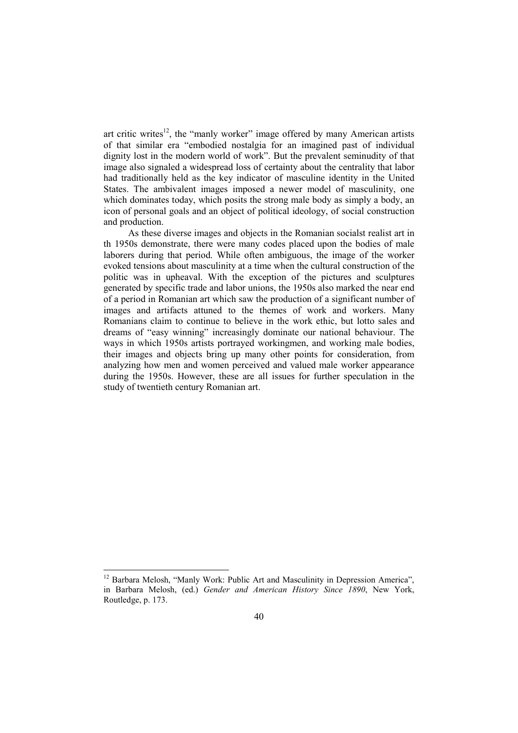art critic writes[12], the "manly worker" image offered by many American artists of that similar era "embodied nostalgia for an imagined past of individual dignity lost in the modern world of work". But the prevalent seminudity of that image also signaled a widespread loss of certainty about the centrality that labor had traditionally held as the key indicator of masculine identity in the United States. The ambivalent images imposed a newer model of masculinity, one which dominates today, which posits the strong male body as simply a body, an icon of personal goals and an object of political ideology, of social construction and production.

As these diverse images and objects in the Romanian socialst realist art in th 1950s demonstrate, there were many codes placed upon the bodies of male laborers during that period. While often ambiguous, the image of the worker evoked tensions about masculinity at a time when the cultural construction of the politic was in upheaval. With the exception of the pictures and sculptures generated by specific trade and labor unions, the 1950s also marked the near end of a period in Romanian art which saw the production of a significant number of images and artifacts attuned to the themes of work and workers. Many Romanians claim to continue to believe in the work ethic, but lotto sales and dreams of "easy winning" increasingly dominate our national behaviour. The ways in which 1950s artists portrayed workingmen, and working male bodies, their images and objects bring up many other points for consideration, from analyzing how men and women perceived and valued male worker appearance during the 1950s. However, these are all issues for further speculation in the study of twentieth century Romanian art.

---

[12] Barbara Melosh, "Manly Work: Public Art and Masculinity in Depression America", in Barbara Melosh, (ed.) *Gender and American History Since 1890*, New York, Routledge, p. 173.